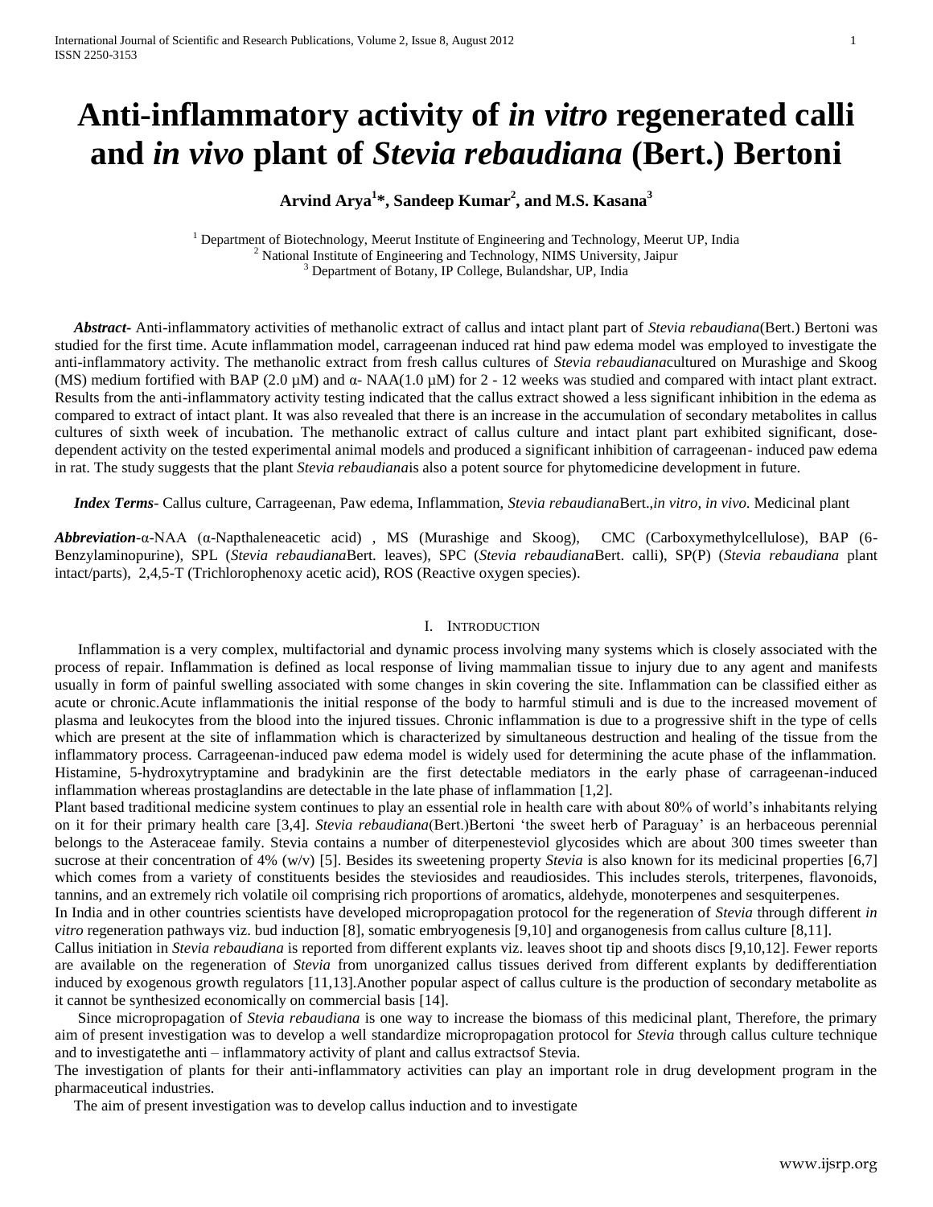# Anti-inflammatory activity of *in vitro* regenerated calli and *in vivo* plant of *Stevia rebaudiana* (Bert.) Bertoni

**Arvind Arya[1]*, Sandeep Kumar[2], and M.S. Kasana[3]**

[1] Department of Biotechnology, Meerut Institute of Engineering and Technology, Meerut UP, India
[2] National Institute of Engineering and Technology, NIMS University, Jaipur
[3] Department of Botany, IP College, Bulandshar, UP, India

***Abstract-*** Anti-inflammatory activities of methanolic extract of callus and intact plant part of *Stevia rebaudiana*(Bert.) Bertoni was studied for the first time. Acute inflammation model, carrageenan induced rat hind paw edema model was employed to investigate the anti-inflammatory activity. The methanolic extract from fresh callus cultures of *Stevia rebaudiana*cultured on Murashige and Skoog (MS) medium fortified with BAP (2.0 µM) and α- NAA(1.0 µM) for 2 - 12 weeks was studied and compared with intact plant extract. Results from the anti-inflammatory activity testing indicated that the callus extract showed a less significant inhibition in the edema as compared to extract of intact plant. It was also revealed that there is an increase in the accumulation of secondary metabolites in callus cultures of sixth week of incubation. The methanolic extract of callus culture and intact plant part exhibited significant, dose-dependent activity on the tested experimental animal models and produced a significant inhibition of carrageenan- induced paw edema in rat. The study suggests that the plant *Stevia rebaudiana*is also a potent source for phytomedicine development in future.

***Index Terms*-** Callus culture, Carrageenan, Paw edema, Inflammation, *Stevia rebaudiana*Bert.,*in vitro, in vivo.* Medicinal plant

***Abbreviation*-**α-NAA (α-Napthaleneacetic acid) , MS (Murashige and Skoog), CMC (Carboxymethylcellulose), BAP (6-Benzylaminopurine), SPL (*Stevia rebaudiana*Bert. leaves), SPC (*Stevia rebaudiana*Bert. calli), SP(P) (*Stevia rebaudiana* plant intact/parts), 2,4,5-T (Trichlorophenoxy acetic acid), ROS (Reactive oxygen species).

## I. Introduction

Inflammation is a very complex, multifactorial and dynamic process involving many systems which is closely associated with the process of repair. Inflammation is defined as local response of living mammalian tissue to injury due to any agent and manifests usually in form of painful swelling associated with some changes in skin covering the site. Inflammation can be classified either as acute or chronic.Acute inflammationis the initial response of the body to harmful stimuli and is due to the increased movement of plasma and leukocytes from the blood into the injured tissues. Chronic inflammation is due to a progressive shift in the type of cells which are present at the site of inflammation which is characterized by simultaneous destruction and healing of the tissue from the inflammatory process. Carrageenan-induced paw edema model is widely used for determining the acute phase of the inflammation. Histamine, 5-hydroxytryptamine and bradykinin are the first detectable mediators in the early phase of carrageenan-induced inflammation whereas prostaglandins are detectable in the late phase of inflammation [1,2].

Plant based traditional medicine system continues to play an essential role in health care with about 80% of world's inhabitants relying on it for their primary health care [3,4]. *Stevia rebaudiana*(Bert.)Bertoni 'the sweet herb of Paraguay' is an herbaceous perennial belongs to the Asteraceae family. Stevia contains a number of diterpenesteviol glycosides which are about 300 times sweeter than sucrose at their concentration of 4% (w/v) [5]. Besides its sweetening property *Stevia* is also known for its medicinal properties [6,7] which comes from a variety of constituents besides the steviosides and readiosides. This includes sterols, triterpenes, flavonoids, tannins, and an extremely rich volatile oil comprising rich proportions of aromatics, aldehyde, monoterpenes and sesquiterpenes.

In India and in other countries scientists have developed micropropagation protocol for the regeneration of *Stevia* through different *in vitro* regeneration pathways viz. bud induction [8], somatic embryogenesis [9,10] and organogenesis from callus culture [8,11].

Callus initiation in *Stevia rebaudiana* is reported from different explants viz. leaves shoot tip and shoots discs [9,10,12]. Fewer reports are available on the regeneration of *Stevia* from unorganized callus tissues derived from different explants by dedifferentiation induced by exogenous growth regulators [11,13].Another popular aspect of callus culture is the production of secondary metabolite as it cannot be synthesized economically on commercial basis [14].

Since micropropagation of *Stevia rebaudiana* is one way to increase the biomass of this medicinal plant, Therefore, the primary aim of present investigation was to develop a well standardize micropropagation protocol for *Stevia* through callus culture technique and to investigatethe anti – inflammatory activity of plant and callus extractsof Stevia.

The investigation of plants for their anti-inflammatory activities can play an important role in drug development program in the pharmaceutical industries.

The aim of present investigation was to develop callus induction and to investigate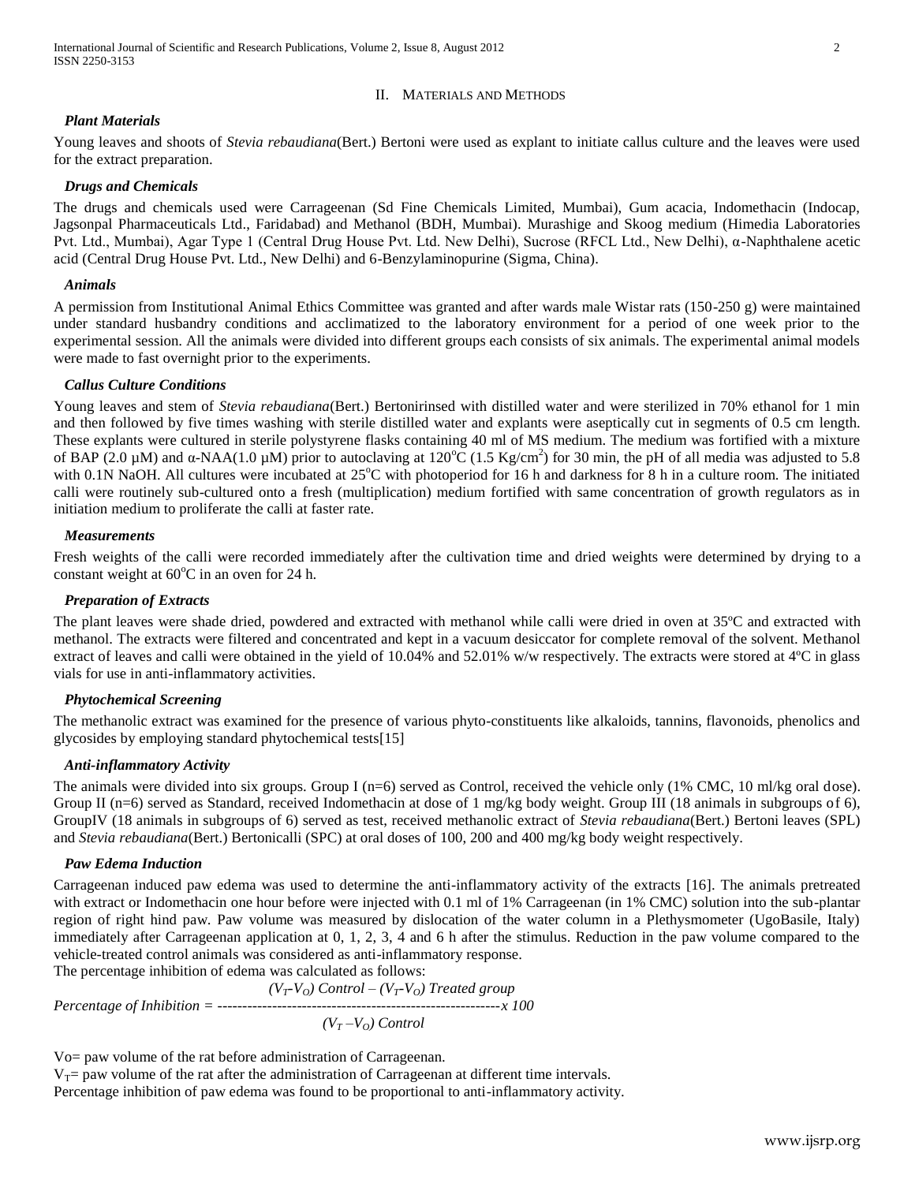## II. Materials and Methods

### *Plant Materials*

Young leaves and shoots of *Stevia rebaudiana*(Bert.) Bertoni were used as explant to initiate callus culture and the leaves were used for the extract preparation.

### *Drugs and Chemicals*

The drugs and chemicals used were Carrageenan (Sd Fine Chemicals Limited, Mumbai), Gum acacia, Indomethacin (Indocap, Jagsonpal Pharmaceuticals Ltd., Faridabad) and Methanol (BDH, Mumbai). Murashige and Skoog medium (Himedia Laboratories Pvt. Ltd., Mumbai), Agar Type 1 (Central Drug House Pvt. Ltd. New Delhi), Sucrose (RFCL Ltd., New Delhi), α-Naphthalene acetic acid (Central Drug House Pvt. Ltd., New Delhi) and 6-Benzylaminopurine (Sigma, China).

### *Animals*

A permission from Institutional Animal Ethics Committee was granted and after wards male Wistar rats (150-250 g) were maintained under standard husbandry conditions and acclimatized to the laboratory environment for a period of one week prior to the experimental session. All the animals were divided into different groups each consists of six animals. The experimental animal models were made to fast overnight prior to the experiments.

### *Callus Culture Conditions*

Young leaves and stem of *Stevia rebaudiana*(Bert.) Bertonirinsed with distilled water and were sterilized in 70% ethanol for 1 min and then followed by five times washing with sterile distilled water and explants were aseptically cut in segments of 0.5 cm length. These explants were cultured in sterile polystyrene flasks containing 40 ml of MS medium. The medium was fortified with a mixture of BAP (2.0 µM) and α-NAA(1.0 µM) prior to autoclaving at 120$^{o}$C (1.5 Kg/cm$^{2}$) for 30 min, the pH of all media was adjusted to 5.8 with 0.1N NaOH. All cultures were incubated at 25$^{o}$C with photoperiod for 16 h and darkness for 8 h in a culture room. The initiated calli were routinely sub-cultured onto a fresh (multiplication) medium fortified with same concentration of growth regulators as in initiation medium to proliferate the calli at faster rate.

### *Measurements*

Fresh weights of the calli were recorded immediately after the cultivation time and dried weights were determined by drying to a constant weight at 60$^{o}$C in an oven for 24 h.

### *Preparation of Extracts*

The plant leaves were shade dried, powdered and extracted with methanol while calli were dried in oven at 35ºC and extracted with methanol. The extracts were filtered and concentrated and kept in a vacuum desiccator for complete removal of the solvent. Methanol extract of leaves and calli were obtained in the yield of 10.04% and 52.01% w/w respectively. The extracts were stored at 4ºC in glass vials for use in anti-inflammatory activities.

### *Phytochemical Screening*

The methanolic extract was examined for the presence of various phyto-constituents like alkaloids, tannins, flavonoids, phenolics and glycosides by employing standard phytochemical tests[15]

### *Anti-inflammatory Activity*

The animals were divided into six groups. Group I (n=6) served as Control, received the vehicle only (1% CMC, 10 ml/kg oral dose). Group II (n=6) served as Standard, received Indomethacin at dose of 1 mg/kg body weight. Group III (18 animals in subgroups of 6), GroupIV (18 animals in subgroups of 6) served as test, received methanolic extract of *Stevia rebaudiana*(Bert.) Bertoni leaves (SPL) and *Stevia rebaudiana*(Bert.) Bertonicalli (SPC) at oral doses of 100, 200 and 400 mg/kg body weight respectively.

### *Paw Edema Induction*

Carrageenan induced paw edema was used to determine the anti-inflammatory activity of the extracts [16]. The animals pretreated with extract or Indomethacin one hour before were injected with 0.1 ml of 1% Carrageenan (in 1% CMC) solution into the sub-plantar region of right hind paw. Paw volume was measured by dislocation of the water column in a Plethysmometer (UgoBasile, Italy) immediately after Carrageenan application at 0, 1, 2, 3, 4 and 6 h after the stimulus. Reduction in the paw volume compared to the vehicle-treated control animals was considered as anti-inflammatory response.

The percentage inhibition of edema was calculated as follows:

$$\text{Percentage of Inhibition} = \frac{(V_T - V_O)\,\text{Control} - (V_T - V_O)\,\text{Treated group}}{(V_T - V_O)\,\text{Control}} \times 100$$

Vo= paw volume of the rat before administration of Carrageenan.

$V_T$= paw volume of the rat after the administration of Carrageenan at different time intervals.

Percentage inhibition of paw edema was found to be proportional to anti-inflammatory activity.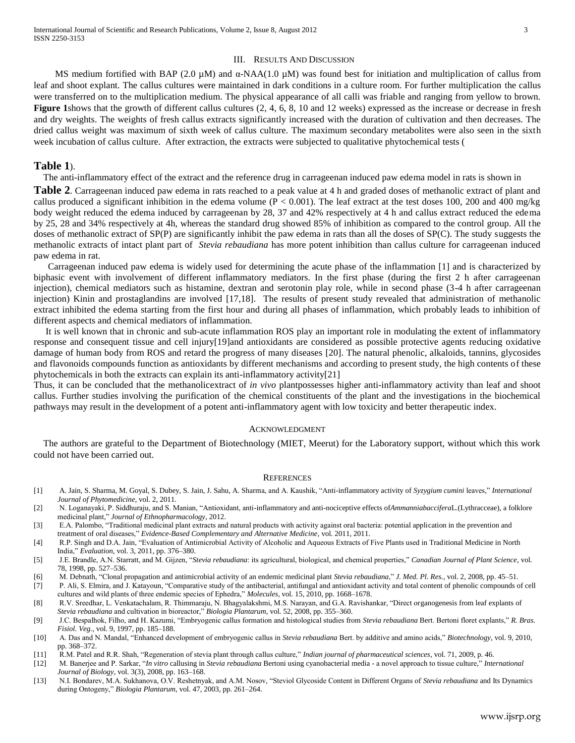## III. Results And Discussion

MS medium fortified with BAP (2.0 µM) and α-NAA(1.0 µM) was found best for initiation and multiplication of callus from leaf and shoot explant. The callus cultures were maintained in dark conditions in a culture room. For further multiplication the callus were transferred on to the multiplication medium. The physical appearance of all calli was friable and ranging from yellow to brown. **Figure 1**shows that the growth of different callus cultures (2, 4, 6, 8, 10 and 12 weeks) expressed as the increase or decrease in fresh and dry weights. The weights of fresh callus extracts significantly increased with the duration of cultivation and then decreases. The dried callus weight was maximum of sixth week of callus culture. The maximum secondary metabolites were also seen in the sixth week incubation of callus culture. After extraction, the extracts were subjected to qualitative phytochemical tests (

**Table 1**).

The anti-inflammatory effect of the extract and the reference drug in carrageenan induced paw edema model in rats is shown in

**Table 2**. Carrageenan induced paw edema in rats reached to a peak value at 4 h and graded doses of methanolic extract of plant and callus produced a significant inhibition in the edema volume ($P < 0.001$). The leaf extract at the test doses 100, 200 and 400 mg/kg body weight reduced the edema induced by carrageenan by 28, 37 and 42% respectively at 4 h and callus extract reduced the edema by 25, 28 and 34% respectively at 4h, whereas the standard drug showed 85% of inhibition as compared to the control group. All the doses of methanolic extract of SP(P) are significantly inhibit the paw edema in rats than all the doses of SP(C). The study suggests the methanolic extracts of intact plant part of *Stevia rebaudiana* has more potent inhibition than callus culture for carrageenan induced paw edema in rat.

Carrageenan induced paw edema is widely used for determining the acute phase of the inflammation [1] and is characterized by biphasic event with involvement of different inflammatory mediators. In the first phase (during the first 2 h after carrageenan injection), chemical mediators such as histamine, dextran and serotonin play role, while in second phase (3-4 h after carrageenan injection) Kinin and prostaglandins are involved [17,18]. The results of present study revealed that administration of methanolic extract inhibited the edema starting from the first hour and during all phases of inflammation, which probably leads to inhibition of different aspects and chemical mediators of inflammation.

It is well known that in chronic and sub-acute inflammation ROS play an important role in modulating the extent of inflammatory response and consequent tissue and cell injury[19]and antioxidants are considered as possible protective agents reducing oxidative damage of human body from ROS and retard the progress of many diseases [20]. The natural phenolic, alkaloids, tannins, glycosides and flavonoids compounds function as antioxidants by different mechanisms and according to present study, the high contents of these phytochemicals in both the extracts can explain its anti-inflammatory activity[21]

Thus, it can be concluded that the methanolicextract of *in vivo* plantpossesses higher anti-inflammatory activity than leaf and shoot callus. Further studies involving the purification of the chemical constituents of the plant and the investigations in the biochemical pathways may result in the development of a potent anti-inflammatory agent with low toxicity and better therapeutic index.

## Acknowledgment

The authors are grateful to the Department of Biotechnology (MIET, Meerut) for the Laboratory support, without which this work could not have been carried out.

## References

[1] A. Jain, S. Sharma, M. Goyal, S. Dubey, S. Jain, J. Sahu, A. Sharma, and A. Kaushik, "Anti-inflammatory activity of *Syzygium cumini* leaves," *International Journal of Phytomedicine*, vol. 2, 2011.

[2] N. Loganayaki, P. Siddhuraju, and S. Manian, "Antioxidant, anti-inflammatory and anti-nociceptive effects of*Ammanniabaccifera*L.(Lythracceae), a folklore medicinal plant," *Journal of Ethnopharmacology*, 2012.

[3] E.A. Palombo, "Traditional medicinal plant extracts and natural products with activity against oral bacteria: potential application in the prevention and treatment of oral diseases," *Evidence-Based Complementary and Alternative Medicine*, vol. 2011, 2011.

[4] R.P. Singh and D.A. Jain, "Evaluation of Antimicrobial Activity of Alcoholic and Aqueous Extracts of Five Plants used in Traditional Medicine in North India," *Evaluation*, vol. 3, 2011, pp. 376–380.

[5] J.E. Brandle, A.N. Starratt, and M. Gijzen, "*Stevia rebaudiana*: its agricultural, biological, and chemical properties," *Canadian Journal of Plant Science*, vol. 78, 1998, pp. 527–536.

[6] M. Debnath, "Clonal propagation and antimicrobial activity of an endemic medicinal plant *Stevia rebaudiana*," *J. Med. Pl. Res.*, vol. 2, 2008, pp. 45–51.

[7] P. Ali, S. Elmira, and J. Katayoun, "Comparative study of the antibacterial, antifungal and antioxidant activity and total content of phenolic compounds of cell cultures and wild plants of three endemic species of Ephedra," *Molecules*, vol. 15, 2010, pp. 1668–1678.

[8] R.V. Sreedhar, L. Venkatachalam, R. Thimmaraju, N. Bhagyalakshmi, M.S. Narayan, and G.A. Ravishankar, "Direct organogenesis from leaf explants of *Stevia rebaudiana* and cultivation in bioreactor," *Biologia Plantarum*, vol. 52, 2008, pp. 355–360.

[9] J.C. Bespalhok, Filho, and H. Kazumi, "Embryogenic callus formation and histological studies from *Stevia rebaudiana* Bert. Bertoni floret explants," *R. Bras. Fisiol. Veg.*, vol. 9, 1997, pp. 185–188.

[10] A. Das and N. Mandal, "Enhanced development of embryogenic callus in *Stevia rebaudiana* Bert. by additive and amino acids," *Biotechnology*, vol. 9, 2010, pp. 368–372.

[11] R.M. Patel and R.R. Shah, "Regeneration of stevia plant through callus culture," *Indian journal of pharmaceutical sciences*, vol. 71, 2009, p. 46.

[12] M. Banerjee and P. Sarkar, "*In vitro* callusing in *Stevia rebaudiana* Bertoni using cyanobacterial media - a novel approach to tissue culture," *International Journal of Biology*, vol. 3(3), 2008, pp. 163–168.

[13] N.I. Bondarev, M.A. Sukhanova, O.V. Reshetnyak, and A.M. Nosov, "Steviol Glycoside Content in Different Organs of *Stevia rebaudiana* and Its Dynamics during Ontogeny," *Biologia Plantarum*, vol. 47, 2003, pp. 261–264.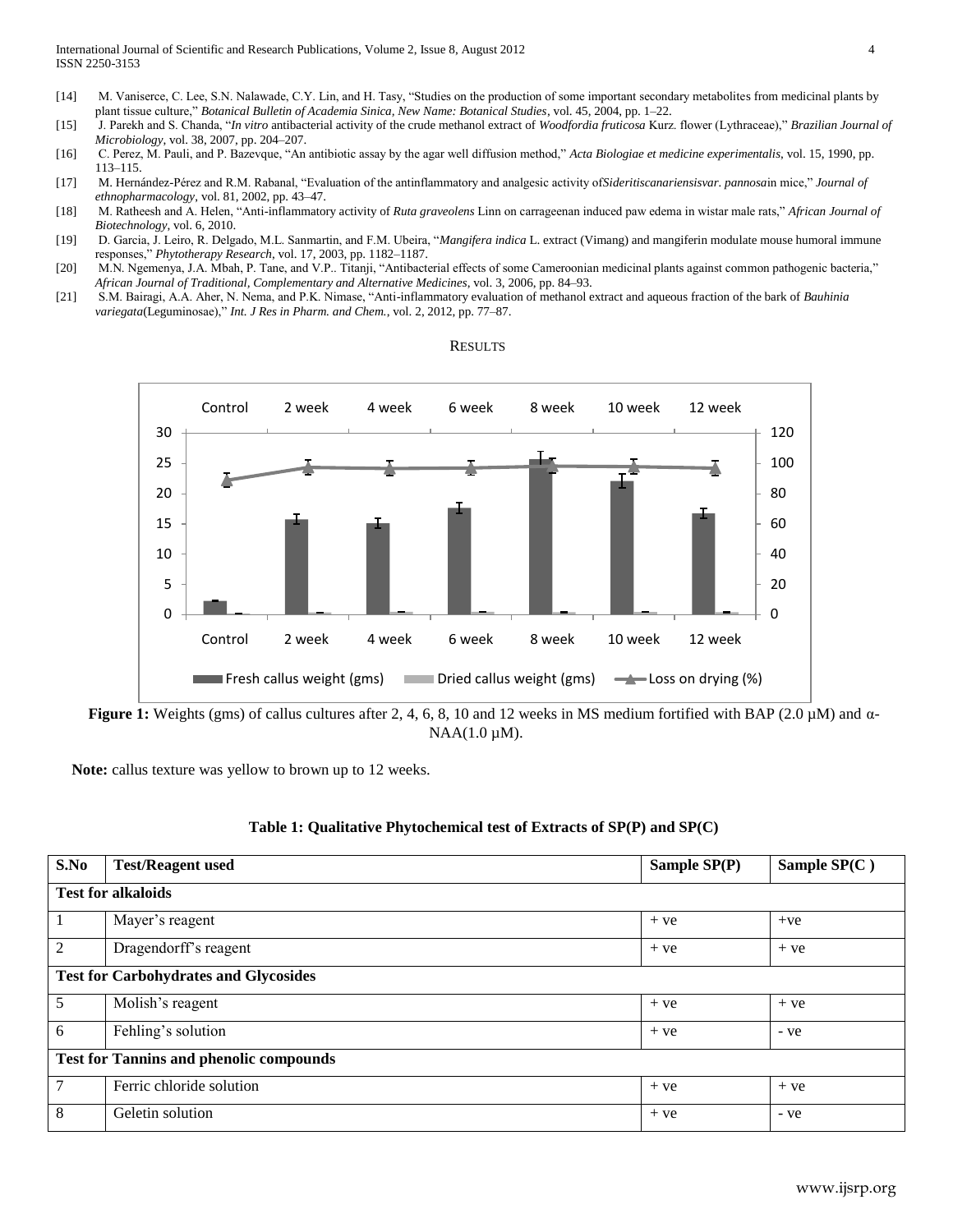[14] M. Vaniserce, C. Lee, S.N. Nalawade, C.Y. Lin, and H. Tasy, "Studies on the production of some important secondary metabolites from medicinal plants by plant tissue culture," *Botanical Bulletin of Academia Sinica, New Name: Botanical Studies*, vol. 45, 2004, pp. 1–22.

[15] J. Parekh and S. Chanda, "*In vitro* antibacterial activity of the crude methanol extract of *Woodfordia fruticosa* Kurz. flower (Lythraceae)," *Brazilian Journal of Microbiology*, vol. 38, 2007, pp. 204–207.

[16] C. Perez, M. Pauli, and P. Bazevque, "An antibiotic assay by the agar well diffusion method," *Acta Biologiae et medicine experimentalis*, vol. 15, 1990, pp. 113–115.

[17] M. Hernández-Pérez and R.M. Rabanal, "Evaluation of the antinflammatory and analgesic activity of*Sideritiscanariensisvar. pannosa*in mice," *Journal of ethnopharmacology*, vol. 81, 2002, pp. 43–47.

[18] M. Ratheesh and A. Helen, "Anti-inflammatory activity of *Ruta graveolens* Linn on carrageenan induced paw edema in wistar male rats," *African Journal of Biotechnology*, vol. 6, 2010.

[19] D. Garcia, J. Leiro, R. Delgado, M.L. Sanmartin, and F.M. Ubeira, "*Mangifera indica* L. extract (Vimang) and mangiferin modulate mouse humoral immune responses," *Phytotherapy Research*, vol. 17, 2003, pp. 1182–1187.

[20] M.N. Ngemenya, J.A. Mbah, P. Tane, and V.P.. Titanji, "Antibacterial effects of some Cameroonian medicinal plants against common pathogenic bacteria," *African Journal of Traditional, Complementary and Alternative Medicines*, vol. 3, 2006, pp. 84–93.

[21] S.M. Bairagi, A.A. Aher, N. Nema, and P.K. Nimase, "Anti-inflammatory evaluation of methanol extract and aqueous fraction of the bark of *Bauhinia variegata*(Leguminosae)," *Int. J Res in Pharm. and Chem.*, vol. 2, 2012, pp. 77–87.

## RESULTS

**Figure 1:** Weights (gms) of callus cultures after 2, 4, 6, 8, 10 and 12 weeks in MS medium fortified with BAP (2.0 µM) and α-NAA(1.0 µM).

**Note:** callus texture was yellow to brown up to 12 weeks.

**Table 1: Qualitative Phytochemical test of Extracts of SP(P) and SP(C)**

| S.No | Test/Reagent used | Sample SP(P) | Sample SP(C ) |
|---|---|---|---|
| **Test for alkaloids** | | | |
| 1 | Mayer's reagent | + ve | +ve |
| 2 | Dragendorff's reagent | + ve | + ve |
| **Test for Carbohydrates and Glycosides** | | | |
| 5 | Molish's reagent | + ve | + ve |
| 6 | Fehling's solution | + ve | - ve |
| **Test for Tannins and phenolic compounds** | | | |
| 7 | Ferric chloride solution | + ve | + ve |
| 8 | Geletin solution | + ve | - ve |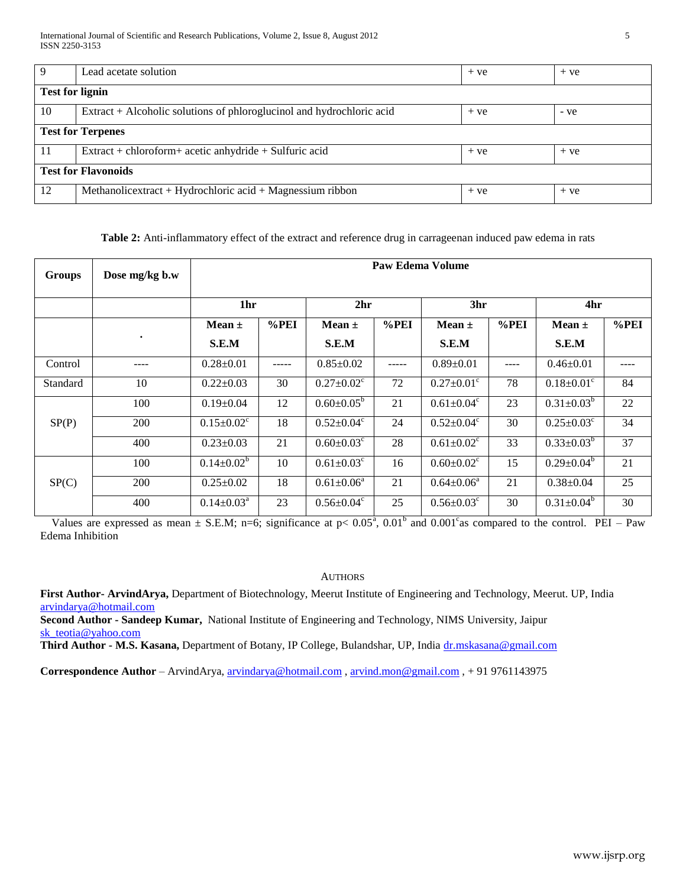| | | | |
|---|---|---|---|
| 9 | Lead acetate solution | + ve | + ve |
| **Test for lignin** | | | |
| 10 | Extract + Alcoholic solutions of phloroglucinol and hydrochloric acid | + ve | - ve |
| **Test for Terpenes** | | | |
| 11 | Extract + chloroform+ acetic anhydride + Sulfuric acid | + ve | + ve |
| **Test for Flavonoids** | | | |
| 12 | Methanolicextract + Hydrochloric acid + Magnessium ribbon | + ve | + ve |

**Table 2:** Anti-inflammatory effect of the extract and reference drug in carrageenan induced paw edema in rats

| **Groups** | **Dose mg/kg b.w** | **Paw Edema Volume** | | | | | | | |
|---|---|---|---|---|---|---|---|---|---|
| | | **1hr** | | **2hr** | | **3hr** | | **4hr** | |
| | . | **Mean ± S.E.M** | **%PEI** | **Mean ± S.E.M** | **%PEI** | **Mean ± S.E.M** | **%PEI** | **Mean ± S.E.M** | **%PEI** |
| Control | ---- | 0.28±0.01 | ----- | 0.85±0.02 | ----- | 0.89±0.01 | ---- | 0.46±0.01 | ---- |
| Standard | 10 | 0.22±0.03 | 30 | 0.27±0.02[c] | 72 | 0.27±0.01[c] | 78 | 0.18±0.01[c] | 84 |
| SP(P) | 100 | 0.19±0.04 | 12 | 0.60±0.05[b] | 21 | 0.61±0.04[c] | 23 | 0.31±0.03[b] | 22 |
| | 200 | 0.15±0.02[c] | 18 | 0.52±0.04[c] | 24 | 0.52±0.04[c] | 30 | 0.25±0.03[c] | 34 |
| | 400 | 0.23±0.03 | 21 | 0.60±0.03[c] | 28 | 0.61±0.02[c] | 33 | 0.33±0.03[b] | 37 |
| SP(C) | 100 | 0.14±0.02[b] | 10 | 0.61±0.03[c] | 16 | 0.60±0.02[c] | 15 | 0.29±0.04[b] | 21 |
| | 200 | 0.25±0.02 | 18 | 0.61±0.06[a] | 21 | 0.64±0.06[a] | 21 | 0.38±0.04 | 25 |
| | 400 | 0.14±0.03[a] | 23 | 0.56±0.04[c] | 25 | 0.56±0.03[c] | 30 | 0.31±0.04[b] | 30 |

Values are expressed as mean ± S.E.M; n=6; significance at p< 0.05[a], 0.01[b] and 0.001[c]as compared to the control. PEI – Paw Edema Inhibition

### AUTHORS

**First Author- ArvindArya,** Department of Biotechnology, Meerut Institute of Engineering and Technology, Meerut. UP, India arvindarya@hotmail.com

**Second Author - Sandeep Kumar,** National Institute of Engineering and Technology, NIMS University, Jaipur sk_teotia@yahoo.com

**Third Author - M.S. Kasana,** Department of Botany, IP College, Bulandshar, UP, India dr.mskasana@gmail.com

**Correspondence Author** – ArvindArya, arvindarya@hotmail.com , arvind.mon@gmail.com , + 91 9761143975